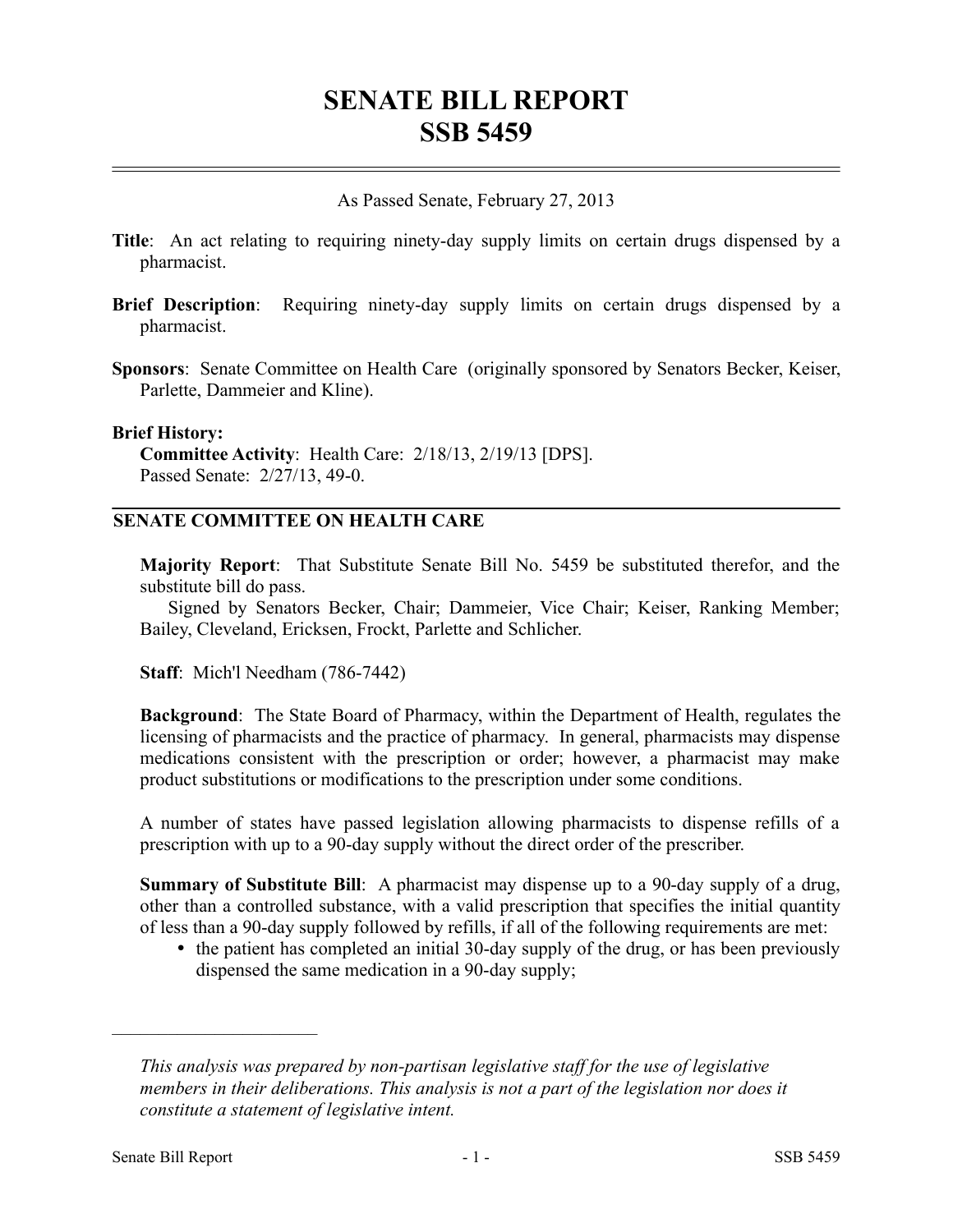# SENATE BILL REPORT
# SSB 5459

As Passed Senate, February 27, 2013

**Title**: An act relating to requiring ninety-day supply limits on certain drugs dispensed by a pharmacist.

**Brief Description**: Requiring ninety-day supply limits on certain drugs dispensed by a pharmacist.

**Sponsors**: Senate Committee on Health Care (originally sponsored by Senators Becker, Keiser, Parlette, Dammeier and Kline).

**Brief History:**
**Committee Activity**: Health Care: 2/18/13, 2/19/13 [DPS].
Passed Senate: 2/27/13, 49-0.

## SENATE COMMITTEE ON HEALTH CARE

**Majority Report**: That Substitute Senate Bill No. 5459 be substituted therefor, and the substitute bill do pass.
Signed by Senators Becker, Chair; Dammeier, Vice Chair; Keiser, Ranking Member; Bailey, Cleveland, Ericksen, Frockt, Parlette and Schlicher.

**Staff**: Mich'l Needham (786-7442)

**Background**: The State Board of Pharmacy, within the Department of Health, regulates the licensing of pharmacists and the practice of pharmacy. In general, pharmacists may dispense medications consistent with the prescription or order; however, a pharmacist may make product substitutions or modifications to the prescription under some conditions.

A number of states have passed legislation allowing pharmacists to dispense refills of a prescription with up to a 90-day supply without the direct order of the prescriber.

**Summary of Substitute Bill**: A pharmacist may dispense up to a 90-day supply of a drug, other than a controlled substance, with a valid prescription that specifies the initial quantity of less than a 90-day supply followed by refills, if all of the following requirements are met:

- the patient has completed an initial 30-day supply of the drug, or has been previously dispensed the same medication in a 90-day supply;

---

*This analysis was prepared by non-partisan legislative staff for the use of legislative members in their deliberations. This analysis is not a part of the legislation nor does it constitute a statement of legislative intent.*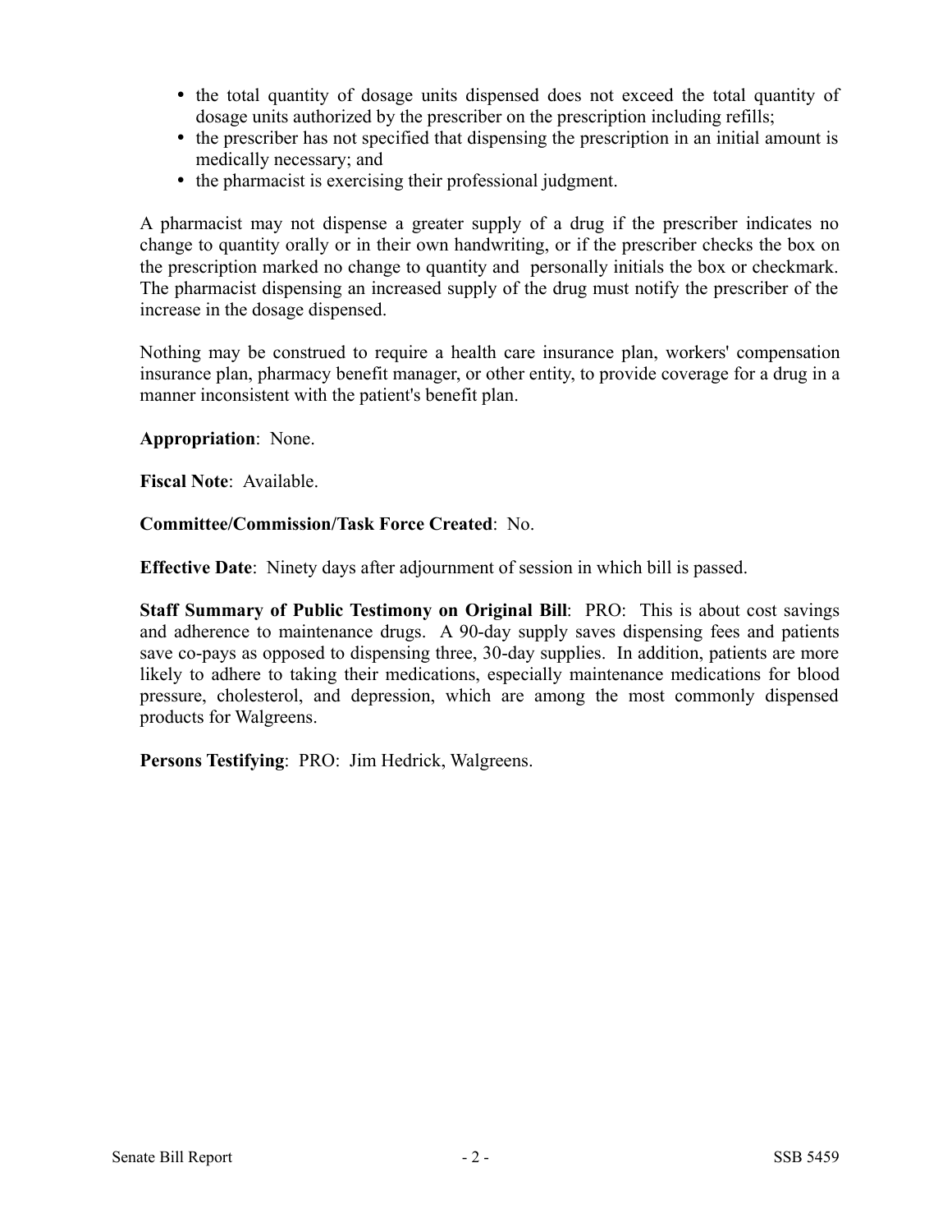- the total quantity of dosage units dispensed does not exceed the total quantity of dosage units authorized by the prescriber on the prescription including refills;
- the prescriber has not specified that dispensing the prescription in an initial amount is medically necessary; and
- the pharmacist is exercising their professional judgment.

A pharmacist may not dispense a greater supply of a drug if the prescriber indicates no change to quantity orally or in their own handwriting, or if the prescriber checks the box on the prescription marked no change to quantity and personally initials the box or checkmark. The pharmacist dispensing an increased supply of the drug must notify the prescriber of the increase in the dosage dispensed.

Nothing may be construed to require a health care insurance plan, workers' compensation insurance plan, pharmacy benefit manager, or other entity, to provide coverage for a drug in a manner inconsistent with the patient's benefit plan.

**Appropriation**: None.

**Fiscal Note**: Available.

**Committee/Commission/Task Force Created**: No.

**Effective Date**: Ninety days after adjournment of session in which bill is passed.

**Staff Summary of Public Testimony on Original Bill**: PRO: This is about cost savings and adherence to maintenance drugs. A 90-day supply saves dispensing fees and patients save co-pays as opposed to dispensing three, 30-day supplies. In addition, patients are more likely to adhere to taking their medications, especially maintenance medications for blood pressure, cholesterol, and depression, which are among the most commonly dispensed products for Walgreens.

**Persons Testifying**: PRO: Jim Hedrick, Walgreens.